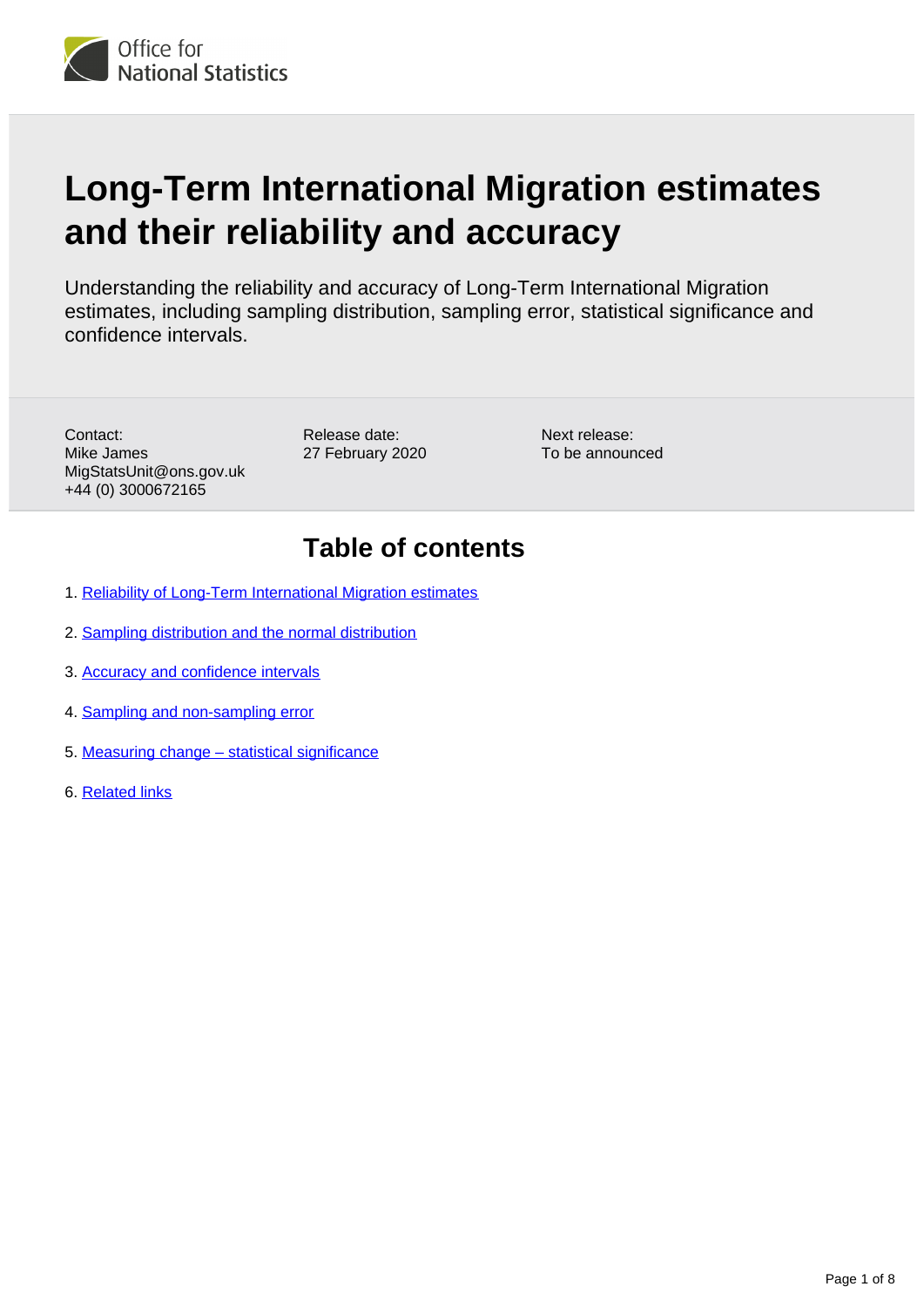# Long-Term International Migration estimates and their reliability and accuracy

Understanding the reliability and accuracy of Long-Term International Migration estimates, including sampling distribution, sampling error, statistical significance and confidence intervals.

Contact:
Mike James
MigStatsUnit@ons.gov.uk
+44 (0) 3000672165

Release date:
27 February 2020

Next release:
To be announced

## Table of contents

1. Reliability of Long-Term International Migration estimates
2. Sampling distribution and the normal distribution
3. Accuracy and confidence intervals
4. Sampling and non-sampling error
5. Measuring change – statistical significance
6. Related links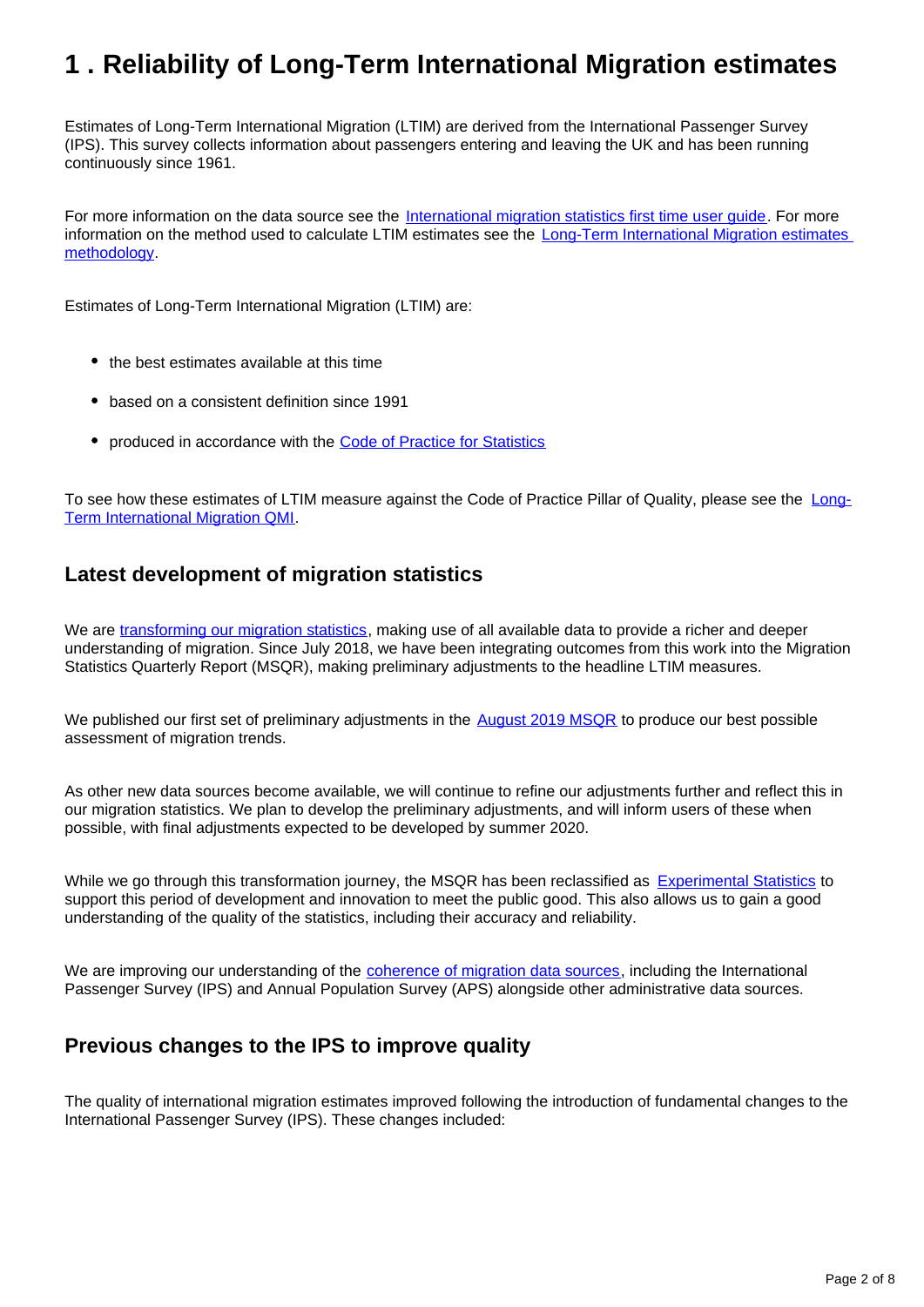# 1 . Reliability of Long-Term International Migration estimates

Estimates of Long-Term International Migration (LTIM) are derived from the International Passenger Survey (IPS). This survey collects information about passengers entering and leaving the UK and has been running continuously since 1961.

For more information on the data source see the International migration statistics first time user guide. For more information on the method used to calculate LTIM estimates see the Long-Term International Migration estimates methodology.

Estimates of Long-Term International Migration (LTIM) are:

- the best estimates available at this time
- based on a consistent definition since 1991
- produced in accordance with the Code of Practice for Statistics

To see how these estimates of LTIM measure against the Code of Practice Pillar of Quality, please see the Long-Term International Migration QMI.

## Latest development of migration statistics

We are transforming our migration statistics, making use of all available data to provide a richer and deeper understanding of migration. Since July 2018, we have been integrating outcomes from this work into the Migration Statistics Quarterly Report (MSQR), making preliminary adjustments to the headline LTIM measures.

We published our first set of preliminary adjustments in the August 2019 MSQR to produce our best possible assessment of migration trends.

As other new data sources become available, we will continue to refine our adjustments further and reflect this in our migration statistics. We plan to develop the preliminary adjustments, and will inform users of these when possible, with final adjustments expected to be developed by summer 2020.

While we go through this transformation journey, the MSQR has been reclassified as Experimental Statistics to support this period of development and innovation to meet the public good. This also allows us to gain a good understanding of the quality of the statistics, including their accuracy and reliability.

We are improving our understanding of the coherence of migration data sources, including the International Passenger Survey (IPS) and Annual Population Survey (APS) alongside other administrative data sources.

## Previous changes to the IPS to improve quality

The quality of international migration estimates improved following the introduction of fundamental changes to the International Passenger Survey (IPS). These changes included: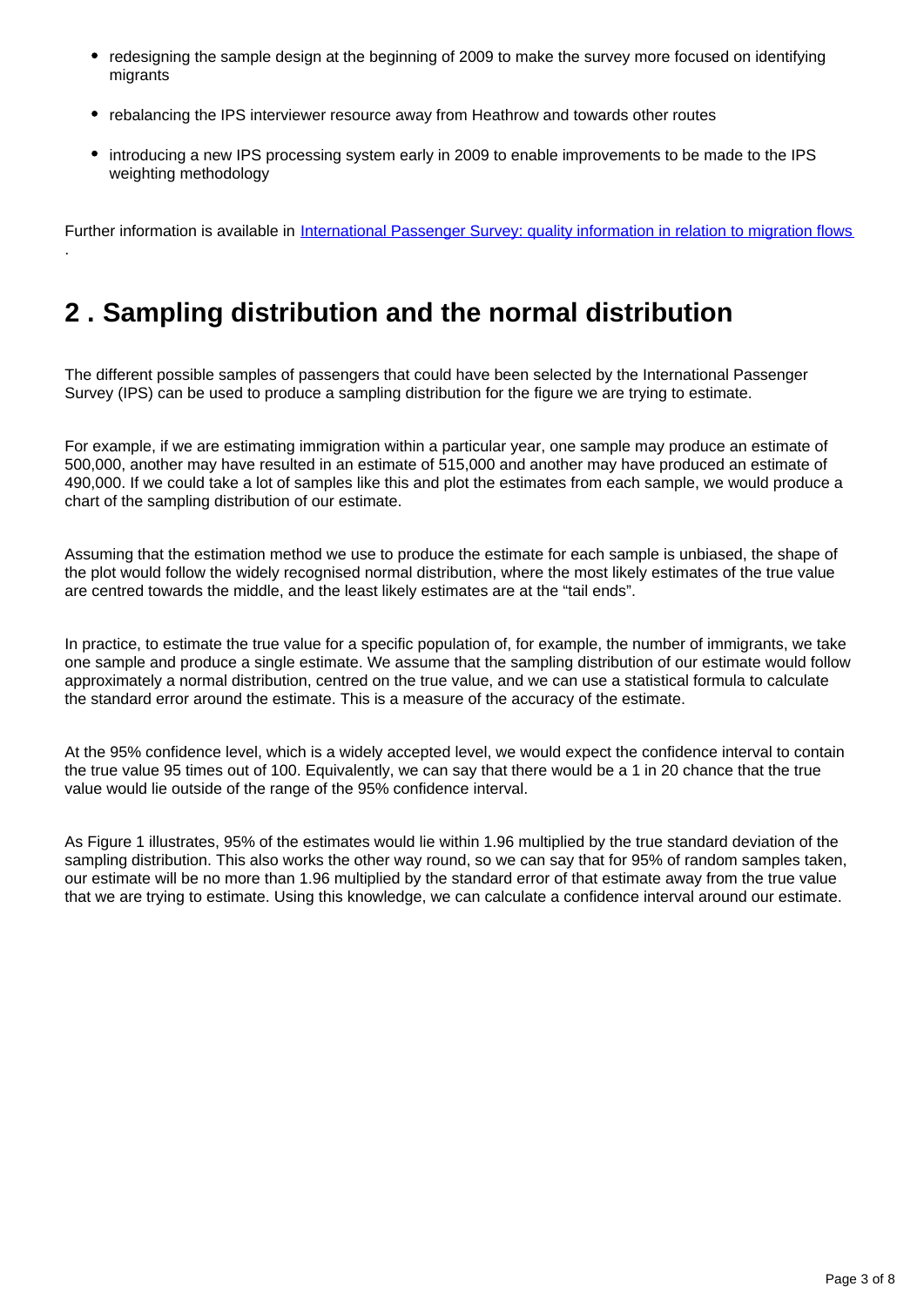- redesigning the sample design at the beginning of 2009 to make the survey more focused on identifying migrants
- rebalancing the IPS interviewer resource away from Heathrow and towards other routes
- introducing a new IPS processing system early in 2009 to enable improvements to be made to the IPS weighting methodology

Further information is available in [International Passenger Survey: quality information in relation to migration flows](#).

## 2 . Sampling distribution and the normal distribution

The different possible samples of passengers that could have been selected by the International Passenger Survey (IPS) can be used to produce a sampling distribution for the figure we are trying to estimate.

For example, if we are estimating immigration within a particular year, one sample may produce an estimate of 500,000, another may have resulted in an estimate of 515,000 and another may have produced an estimate of 490,000. If we could take a lot of samples like this and plot the estimates from each sample, we would produce a chart of the sampling distribution of our estimate.

Assuming that the estimation method we use to produce the estimate for each sample is unbiased, the shape of the plot would follow the widely recognised normal distribution, where the most likely estimates of the true value are centred towards the middle, and the least likely estimates are at the "tail ends".

In practice, to estimate the true value for a specific population of, for example, the number of immigrants, we take one sample and produce a single estimate. We assume that the sampling distribution of our estimate would follow approximately a normal distribution, centred on the true value, and we can use a statistical formula to calculate the standard error around the estimate. This is a measure of the accuracy of the estimate.

At the 95% confidence level, which is a widely accepted level, we would expect the confidence interval to contain the true value 95 times out of 100. Equivalently, we can say that there would be a 1 in 20 chance that the true value would lie outside of the range of the 95% confidence interval.

As Figure 1 illustrates, 95% of the estimates would lie within 1.96 multiplied by the true standard deviation of the sampling distribution. This also works the other way round, so we can say that for 95% of random samples taken, our estimate will be no more than 1.96 multiplied by the standard error of that estimate away from the true value that we are trying to estimate. Using this knowledge, we can calculate a confidence interval around our estimate.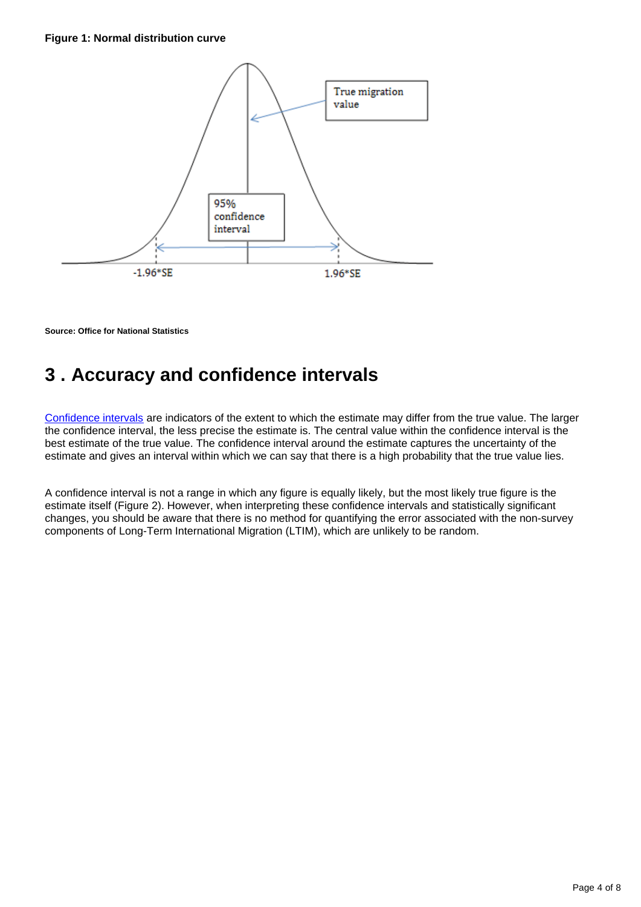**Figure 1: Normal distribution curve**

**Source: Office for National Statistics**

## 3 . Accuracy and confidence intervals

Confidence intervals are indicators of the extent to which the estimate may differ from the true value. The larger the confidence interval, the less precise the estimate is. The central value within the confidence interval is the best estimate of the true value. The confidence interval around the estimate captures the uncertainty of the estimate and gives an interval within which we can say that there is a high probability that the true value lies.

A confidence interval is not a range in which any figure is equally likely, but the most likely true figure is the estimate itself (Figure 2). However, when interpreting these confidence intervals and statistically significant changes, you should be aware that there is no method for quantifying the error associated with the non-survey components of Long-Term International Migration (LTIM), which are unlikely to be random.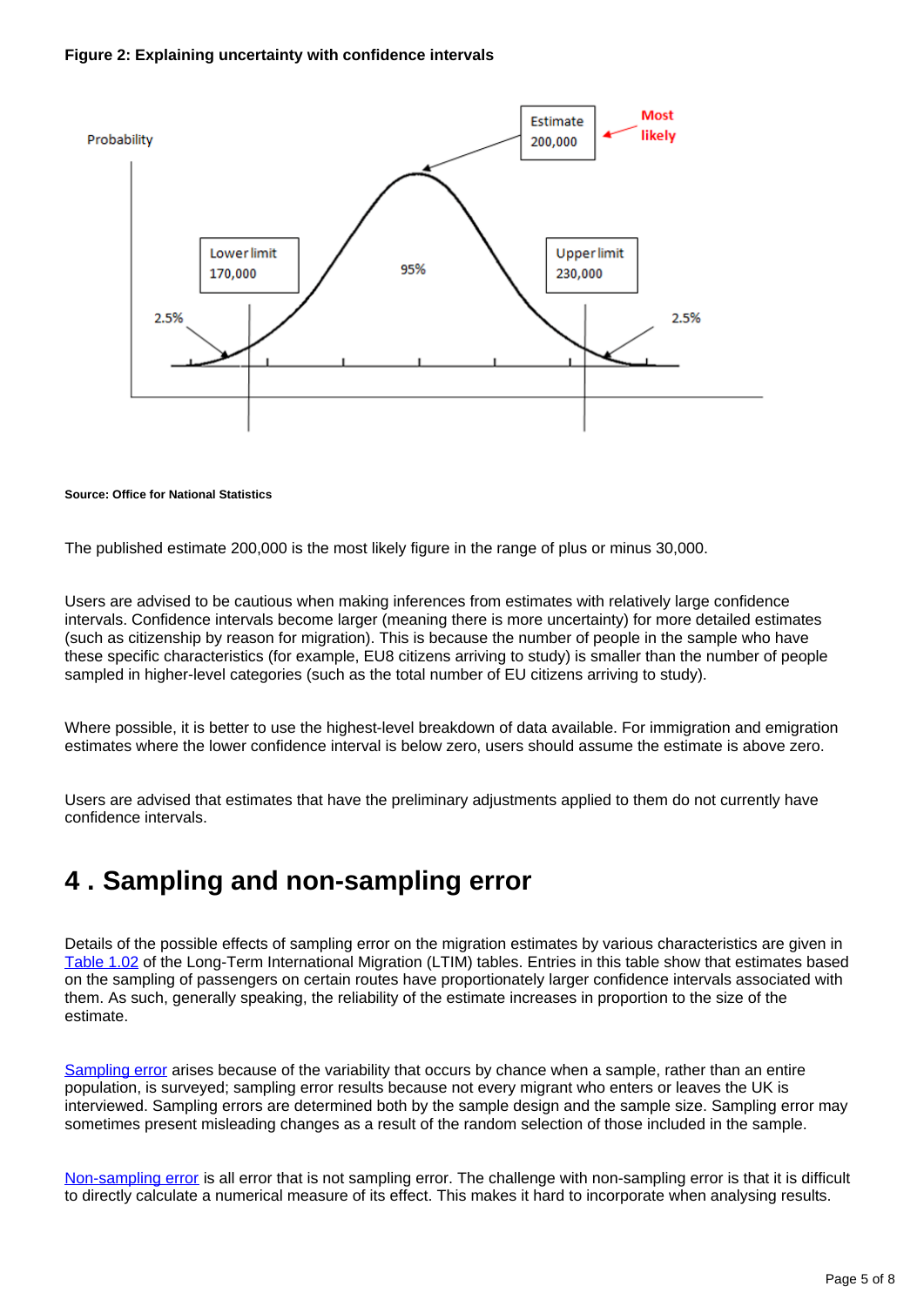**Figure 2: Explaining uncertainty with confidence intervals**

Probability

Estimate 200,000

Most likely

Lower limit 170,000

95%

Upper limit 230,000

2.5%

2.5%

**Source: Office for National Statistics**

The published estimate 200,000 is the most likely figure in the range of plus or minus 30,000.

Users are advised to be cautious when making inferences from estimates with relatively large confidence intervals. Confidence intervals become larger (meaning there is more uncertainty) for more detailed estimates (such as citizenship by reason for migration). This is because the number of people in the sample who have these specific characteristics (for example, EU8 citizens arriving to study) is smaller than the number of people sampled in higher-level categories (such as the total number of EU citizens arriving to study).

Where possible, it is better to use the highest-level breakdown of data available. For immigration and emigration estimates where the lower confidence interval is below zero, users should assume the estimate is above zero.

Users are advised that estimates that have the preliminary adjustments applied to them do not currently have confidence intervals.

# 4 . Sampling and non-sampling error

Details of the possible effects of sampling error on the migration estimates by various characteristics are given in Table 1.02 of the Long-Term International Migration (LTIM) tables. Entries in this table show that estimates based on the sampling of passengers on certain routes have proportionately larger confidence intervals associated with them. As such, generally speaking, the reliability of the estimate increases in proportion to the size of the estimate.

Sampling error arises because of the variability that occurs by chance when a sample, rather than an entire population, is surveyed; sampling error results because not every migrant who enters or leaves the UK is interviewed. Sampling errors are determined both by the sample design and the sample size. Sampling error may sometimes present misleading changes as a result of the random selection of those included in the sample.

Non-sampling error is all error that is not sampling error. The challenge with non-sampling error is that it is difficult to directly calculate a numerical measure of its effect. This makes it hard to incorporate when analysing results.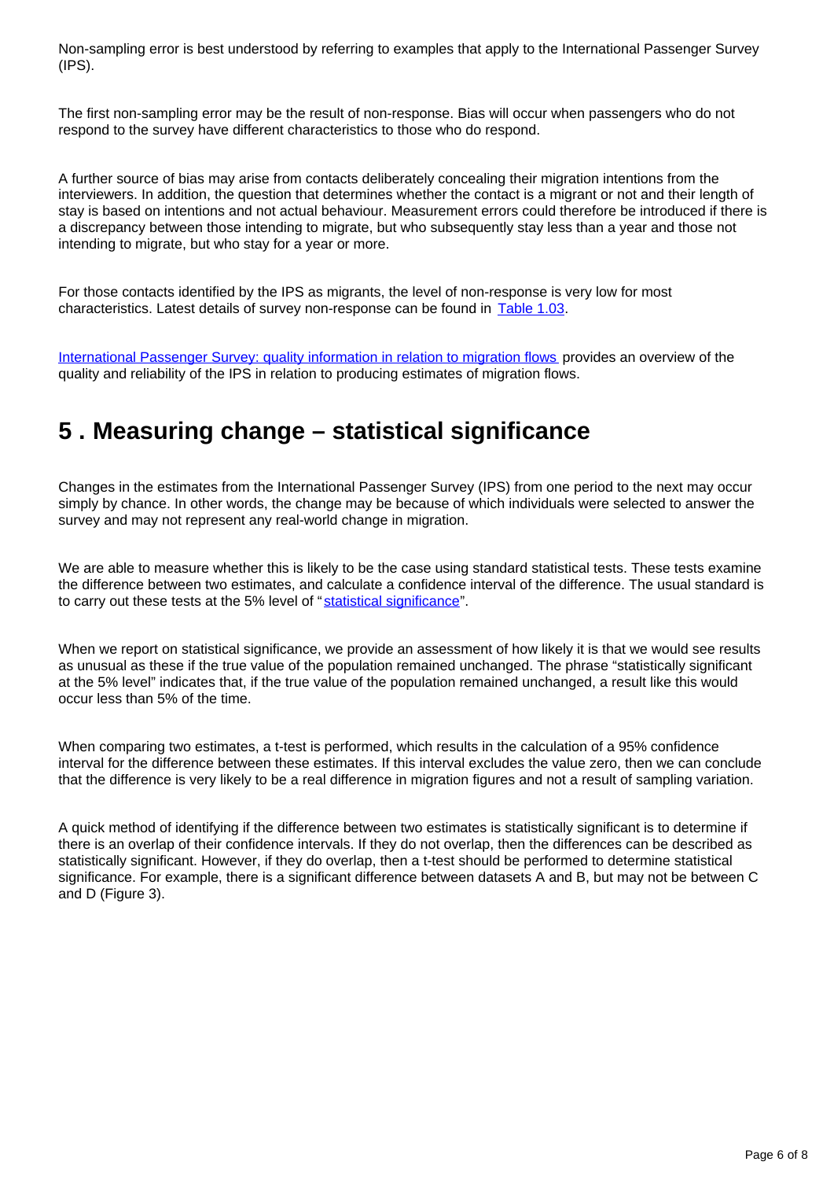Non-sampling error is best understood by referring to examples that apply to the International Passenger Survey (IPS).

The first non-sampling error may be the result of non-response. Bias will occur when passengers who do not respond to the survey have different characteristics to those who do respond.

A further source of bias may arise from contacts deliberately concealing their migration intentions from the interviewers. In addition, the question that determines whether the contact is a migrant or not and their length of stay is based on intentions and not actual behaviour. Measurement errors could therefore be introduced if there is a discrepancy between those intending to migrate, but who subsequently stay less than a year and those not intending to migrate, but who stay for a year or more.

For those contacts identified by the IPS as migrants, the level of non-response is very low for most characteristics. Latest details of survey non-response can be found in [Table 1.03](#).

[International Passenger Survey: quality information in relation to migration flows](#) provides an overview of the quality and reliability of the IPS in relation to producing estimates of migration flows.

## 5 . Measuring change – statistical significance

Changes in the estimates from the International Passenger Survey (IPS) from one period to the next may occur simply by chance. In other words, the change may be because of which individuals were selected to answer the survey and may not represent any real-world change in migration.

We are able to measure whether this is likely to be the case using standard statistical tests. These tests examine the difference between two estimates, and calculate a confidence interval of the difference. The usual standard is to carry out these tests at the 5% level of "[statistical significance](#)".

When we report on statistical significance, we provide an assessment of how likely it is that we would see results as unusual as these if the true value of the population remained unchanged. The phrase "statistically significant at the 5% level" indicates that, if the true value of the population remained unchanged, a result like this would occur less than 5% of the time.

When comparing two estimates, a t-test is performed, which results in the calculation of a 95% confidence interval for the difference between these estimates. If this interval excludes the value zero, then we can conclude that the difference is very likely to be a real difference in migration figures and not a result of sampling variation.

A quick method of identifying if the difference between two estimates is statistically significant is to determine if there is an overlap of their confidence intervals. If they do not overlap, then the differences can be described as statistically significant. However, if they do overlap, then a t-test should be performed to determine statistical significance. For example, there is a significant difference between datasets A and B, but may not be between C and D (Figure 3).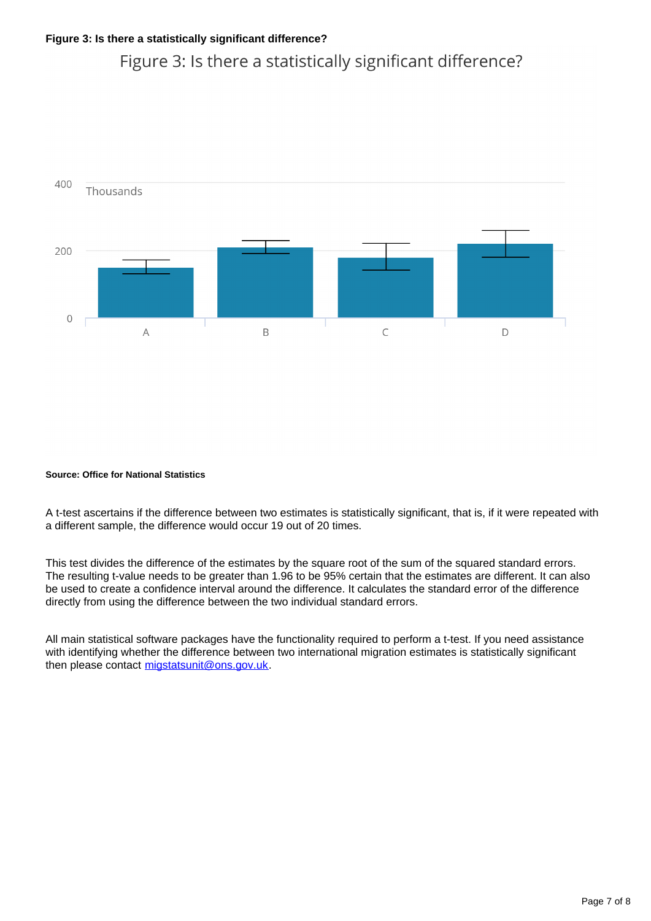**Figure 3: Is there a statistically significant difference?**

**Source: Office for National Statistics**

A t-test ascertains if the difference between two estimates is statistically significant, that is, if it were repeated with a different sample, the difference would occur 19 out of 20 times.

This test divides the difference of the estimates by the square root of the sum of the squared standard errors. The resulting t-value needs to be greater than 1.96 to be 95% certain that the estimates are different. It can also be used to create a confidence interval around the difference. It calculates the standard error of the difference directly from using the difference between the two individual standard errors.

All main statistical software packages have the functionality required to perform a t-test. If you need assistance with identifying whether the difference between two international migration estimates is statistically significant then please contact migstatsunit@ons.gov.uk.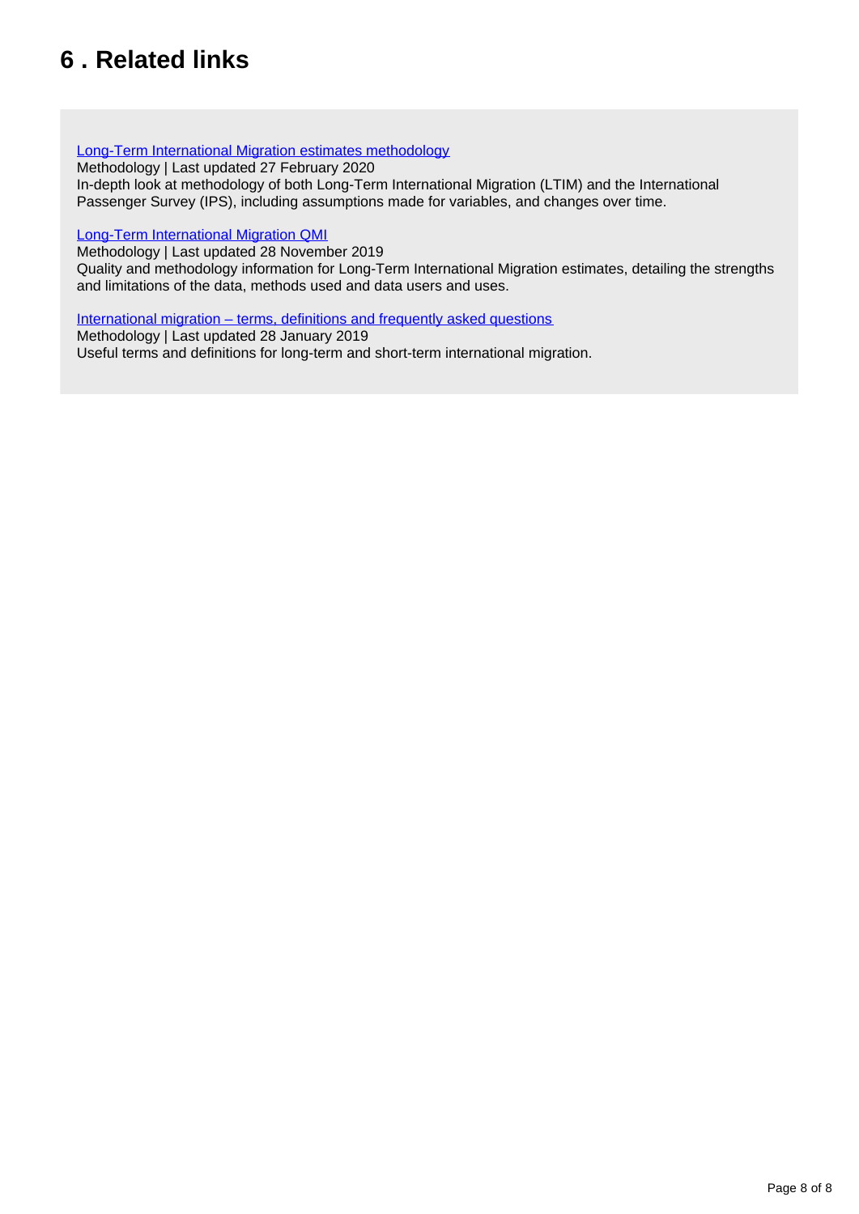# 6 . Related links

[Long-Term International Migration estimates methodology]
Methodology | Last updated 27 February 2020
In-depth look at methodology of both Long-Term International Migration (LTIM) and the International Passenger Survey (IPS), including assumptions made for variables, and changes over time.

[Long-Term International Migration QMI]
Methodology | Last updated 28 November 2019
Quality and methodology information for Long-Term International Migration estimates, detailing the strengths and limitations of the data, methods used and data users and uses.

[International migration – terms, definitions and frequently asked questions]
Methodology | Last updated 28 January 2019
Useful terms and definitions for long-term and short-term international migration.